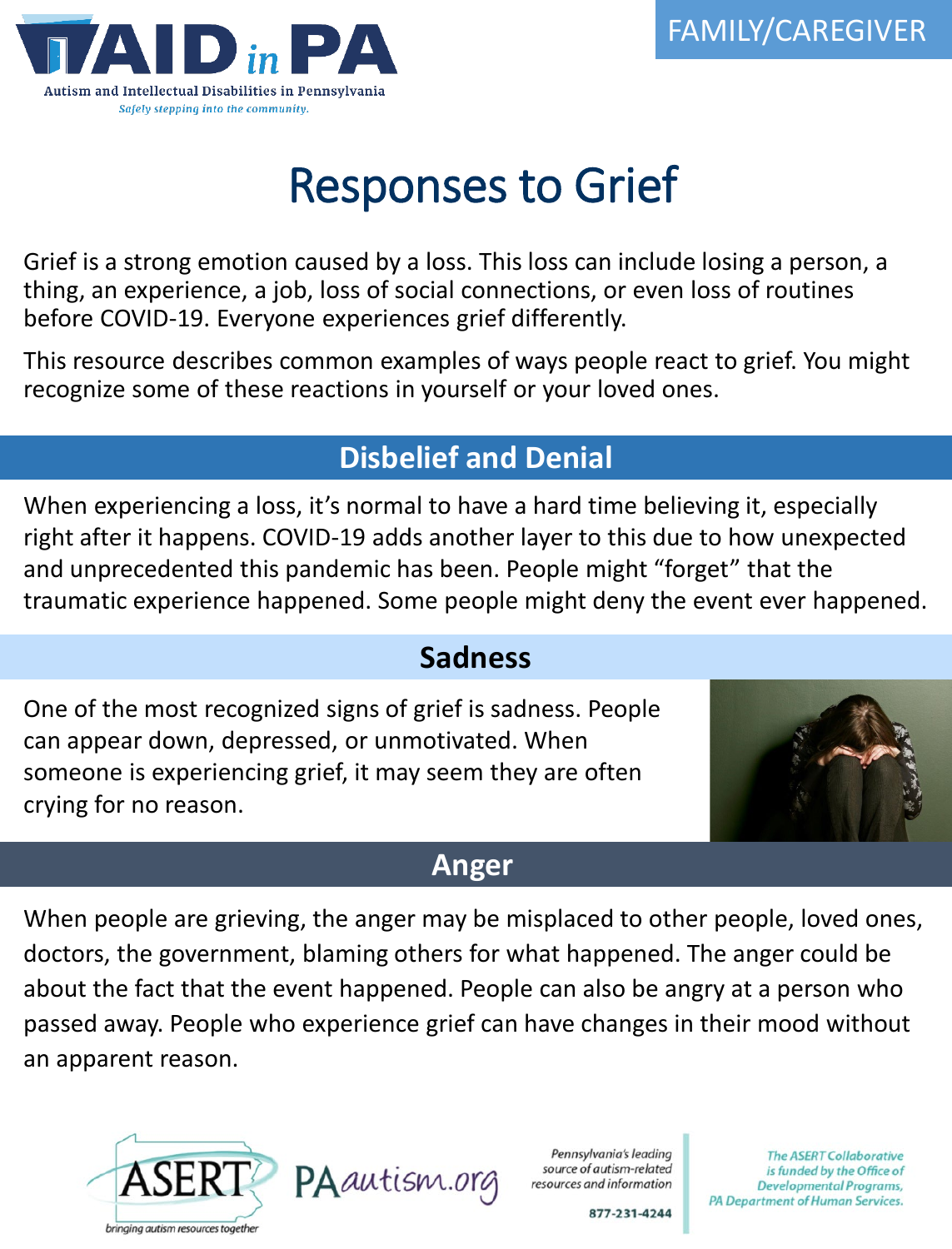FAMILY/CAREGIVER

# Responses to Grief

Grief is a strong emotion caused by a loss. This loss can include losing a person, a thing, an experience, a job, loss of social connections, or even loss of routines before COVID-19. Everyone experiences grief differently.

This resource describes common examples of ways people react to grief. You might recognize some of these reactions in yourself or your loved ones.

## Disbelief and Denial

When experiencing a loss, it's normal to have a hard time believing it, especially right after it happens. COVID-19 adds another layer to this due to how unexpected and unprecedented this pandemic has been. People might "forget" that the traumatic experience happened. Some people might deny the event ever happened.

## Sadness

One of the most recognized signs of grief is sadness. People can appear down, depressed, or unmotivated. When someone is experiencing grief, it may seem they are often crying for no reason.

## Anger

When people are grieving, the anger may be misplaced to other people, loved ones, doctors, the government, blaming others for what happened. The anger could be about the fact that the event happened. People can also be angry at a person who passed away. People who experience grief can have changes in their mood without an apparent reason.

*Pennsylvania's leading source of autism-related resources and information*

877-231-4244

*The ASERT Collaborative is funded by the Office of Developmental Programs, PA Department of Human Services.*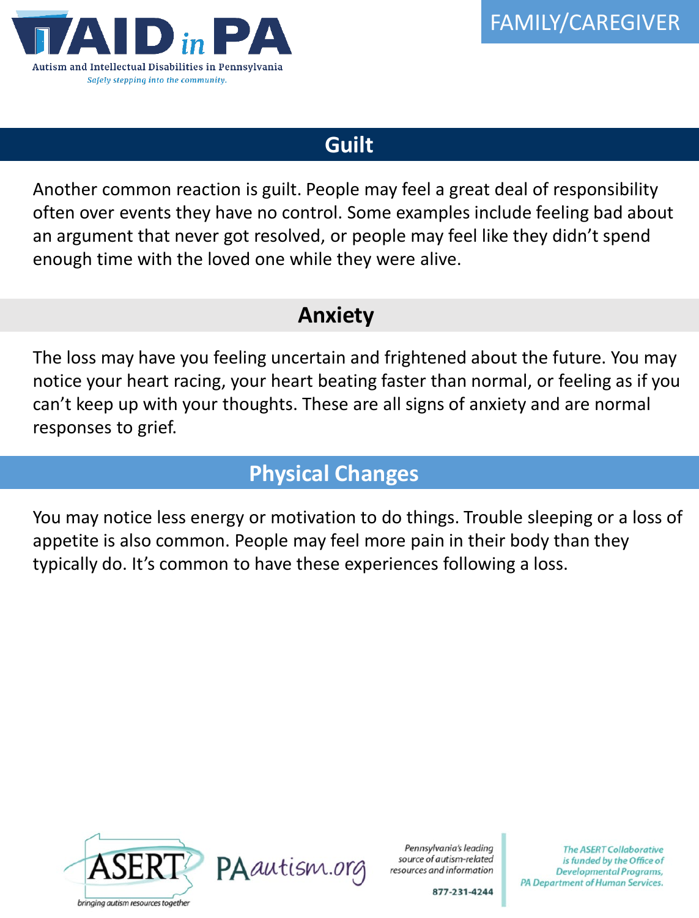## Guilt

Another common reaction is guilt. People may feel a great deal of responsibility often over events they have no control. Some examples include feeling bad about an argument that never got resolved, or people may feel like they didn't spend enough time with the loved one while they were alive.

## Anxiety

The loss may have you feeling uncertain and frightened about the future. You may notice your heart racing, your heart beating faster than normal, or feeling as if you can't keep up with your thoughts. These are all signs of anxiety and are normal responses to grief.

## Physical Changes

You may notice less energy or motivation to do things. Trouble sleeping or a loss of appetite is also common. People may feel more pain in their body than they typically do. It's common to have these experiences following a loss.